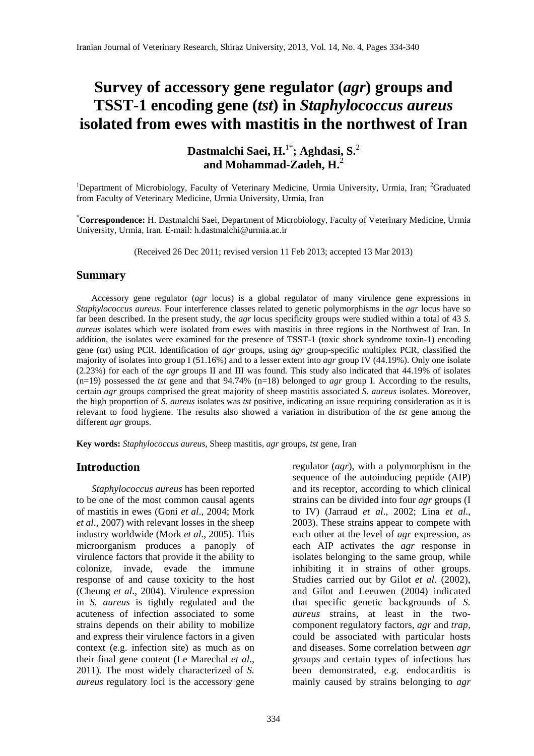# Survey of accessory gene regulator (*agr*) groups and TSST-1 encoding gene (*tst*) in *Staphylococcus aureus* isolated from ewes with mastitis in the northwest of Iran

**Dastmalchi Saei, H.[1*]; Aghdasi, S.[2] and Mohammad-Zadeh, H.[2]**

[1]Department of Microbiology, Faculty of Veterinary Medicine, Urmia University, Urmia, Iran; [2]Graduated from Faculty of Veterinary Medicine, Urmia University, Urmia, Iran

[*]**Correspondence:** H. Dastmalchi Saei, Department of Microbiology, Faculty of Veterinary Medicine, Urmia University, Urmia, Iran. E-mail: h.dastmalchi@urmia.ac.ir

(Received 26 Dec 2011; revised version 11 Feb 2013; accepted 13 Mar 2013)

## Summary

Accessory gene regulator (*agr* locus) is a global regulator of many virulence gene expressions in *Staphylococcus aureus*. Four interference classes related to genetic polymorphisms in the *agr* locus have so far been described. In the present study, the *agr* locus specificity groups were studied within a total of 43 *S. aureus* isolates which were isolated from ewes with mastitis in three regions in the Northwest of Iran. In addition, the isolates were examined for the presence of TSST-1 (toxic shock syndrome toxin-1) encoding gene (*tst*) using PCR. Identification of *agr* groups, using *agr* group-specific multiplex PCR, classified the majority of isolates into group I (51.16%) and to a lesser extent into *agr* group IV (44.19%). Only one isolate (2.23%) for each of the *agr* groups II and III was found. This study also indicated that 44.19% of isolates (n=19) possessed the *tst* gene and that 94.74% (n=18) belonged to *agr* group I. According to the results, certain *agr* groups comprised the great majority of sheep mastitis associated *S. aureus* isolates. Moreover, the high proportion of *S. aureus* isolates was *tst* positive, indicating an issue requiring consideration as it is relevant to food hygiene. The results also showed a variation in distribution of the *tst* gene among the different *agr* groups.

**Key words:** *Staphylococcus aureus*, Sheep mastitis, *agr* groups, *tst* gene, Iran

## Introduction

*Staphylococcus aureus* has been reported to be one of the most common causal agents of mastitis in ewes (Goni *et al*., 2004; Mork *et al*., 2007) with relevant losses in the sheep industry worldwide (Mork *et al*., 2005). This microorganism produces a panoply of virulence factors that provide it the ability to colonize, invade, evade the immune response of and cause toxicity to the host (Cheung *et al*., 2004). Virulence expression in *S. aureus* is tightly regulated and the acuteness of infection associated to some strains depends on their ability to mobilize and express their virulence factors in a given context (e.g. infection site) as much as on their final gene content (Le Marechal *et al*., 2011). The most widely characterized of *S. aureus* regulatory loci is the accessory gene regulator (*agr*), with a polymorphism in the sequence of the autoinducing peptide (AIP) and its receptor, according to which clinical strains can be divided into four *agr* groups (I to IV) (Jarraud *et al*., 2002; Lina *et al*., 2003). These strains appear to compete with each other at the level of *agr* expression, as each AIP activates the *agr* response in isolates belonging to the same group, while inhibiting it in strains of other groups. Studies carried out by Gilot *et al*. (2002), and Gilot and Leeuwen (2004) indicated that specific genetic backgrounds of *S. aureus* strains, at least in the two-component regulatory factors, *agr* and *trap*, could be associated with particular hosts and diseases. Some correlation between *agr* groups and certain types of infections has been demonstrated, e.g. endocarditis is mainly caused by strains belonging to *agr*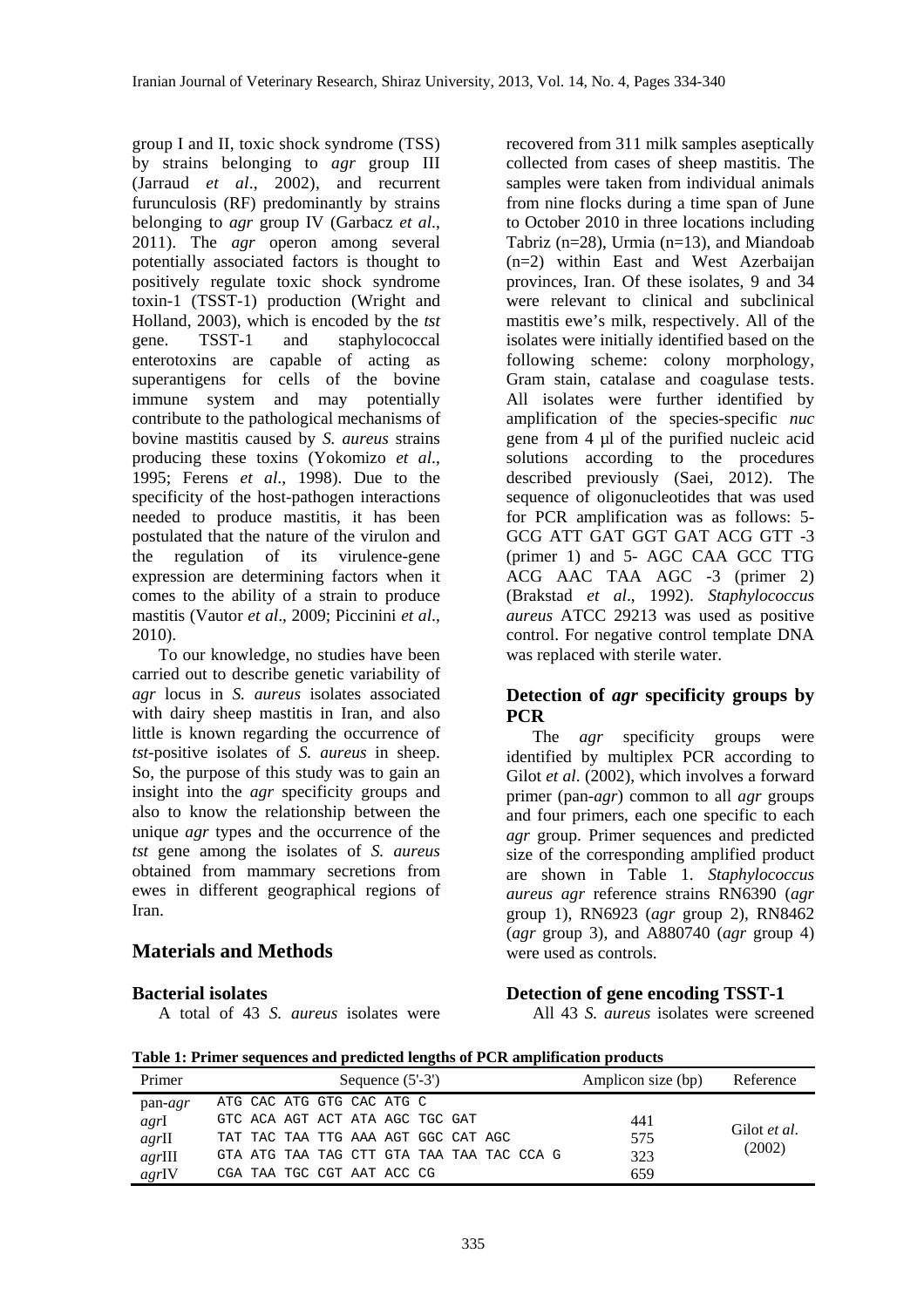group I and II, toxic shock syndrome (TSS) by strains belonging to *agr* group III (Jarraud *et al*., 2002), and recurrent furunculosis (RF) belonging to *agr* group IV (Garbacz *et al*., 2011). The *agr* operon among several potentially associated factors is thought to positively regulate toxic shock syndrome toxin-1 (TSST-1) production (Wright and Holland, 2003), which is encoded by the *tst* gene. TSST-1 and staphylococcal enterotoxins are capable of acting as superantigens for cells of the bovine immune system and may potentially contribute to the pathological mechanisms of bovine mastitis caused by *S. aureus* strains producing these toxins (Yokomizo *et al*., 1995; Ferens *et al*., 1998). Due to the specificity of the host-pathogen interactions needed to produce mastitis, it has been postulated that the nature of the virulon and the regulation of its virulence-gene expression are determining factors when it comes to the ability of a strain to produce mastitis (Vautor *et al*., 2009; Piccinini *et al*., 2010).

To our knowledge, no studies have been carried out to describe genetic variability of *agr* locus in *S. aureus* isolates associated with dairy sheep mastitis in Iran, and also little is known regarding the occurrence of *tst*-positive isolates of *S. aureus* in sheep. So, the purpose of this study was to gain an insight into the *agr* specificity groups and also to know the relationship between the unique *agr* types and the occurrence of the *tst* gene among the isolates of *S. aureus* obtained from mammary secretions from ewes in different geographical regions of Iran.

## Materials and Methods

### Bacterial isolates

A total of 43 *S. aureus* isolates were recovered from 311 milk samples aseptically collected from cases of sheep mastitis. The samples were taken from individual animals from nine flocks during a time span of June to October 2010 in three locations including Tabriz (n=28), Urmia (n=13), and Miandoab (n=2) within East and West Azerbaijan provinces, Iran. Of these isolates, 9 and 34 were relevant to clinical and subclinical mastitis ewe's milk, respectively. All of the isolates were initially identified based on the following scheme: colony morphology, Gram stain, catalase and coagulase tests. All isolates were further identified by amplification of the species-specific *nuc* gene from 4 µl of the purified nucleic acid solutions according to the procedures described previously (Saei, 2012). The sequence of oligonucleotides that was used for PCR amplification was as follows: 5- GCG ATT GAT GGT GAT ACG GTT -3 (primer 1) and 5- AGC CAA GCC TTG ACG AAC TAA AGC -3 (primer 2) (Brakstad *et al*., 1992). *Staphylococcus aureus* ATCC 29213 was used as positive control. For negative control template DNA was replaced with sterile water.

### Detection of *agr* specificity groups by PCR

The *agr* specificity groups were identified by multiplex PCR according to Gilot *et al*. (2002), which involves a forward primer (pan-*agr*) common to all *agr* groups and four primers, each one specific to each *agr* group. Primer sequences and predicted size of the corresponding amplified product are shown in Table 1. *Staphylococcus aureus agr* reference strains RN6390 (*agr* group 1), RN6923 (*agr* group 2), RN8462 (*agr* group 3), and A880740 (*agr* group 4) were used as controls.

### Detection of gene encoding TSST-1

All 43 *S. aureus* isolates were screened

**Table 1: Primer sequences and predicted lengths of PCR amplification products**

| Primer | Sequence (5'-3') | Amplicon size (bp) | Reference |
|---|---|---|---|
| pan-*agr* | ATG CAC ATG GTG CAC ATG C | | Gilot *et al*. (2002) |
| *agr*I | GTC ACA AGT ACT ATA AGC TGC GAT | 441 | |
| *agr*II | TAT TAC TAA TTG AAA AGT GGC CAT AGC | 575 | |
| *agr*III | GTA ATG TAA TAG CTT GTA TAA TAA TAC CCA G | 323 | |
| *agr*IV | CGA TAA TGC CGT AAT ACC CG | 659 | |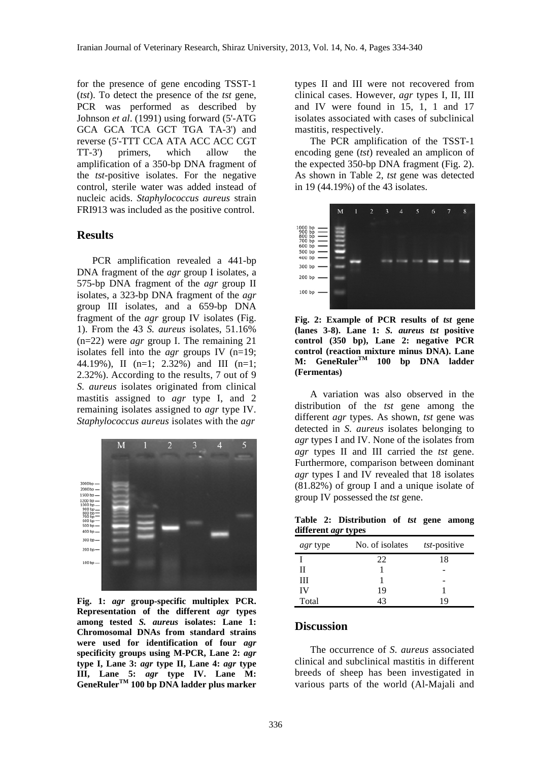for the presence of gene encoding TSST-1 (*tst*). To detect the presence of the *tst* gene, PCR was performed as described by Johnson *et al*. (1991) using forward (5'-ATG GCA GCA TCA GCT TGA TA-3') and reverse (5'-TTT CCA ATA ACC ACC CGT TT-3') primers, which allow the amplification of a 350-bp DNA fragment of the *tst*-positive isolates. For the negative control, sterile water was added instead of nucleic acids. *Staphylococcus aureus* strain FRI913 was included as the positive control.

## Results

PCR amplification revealed a 441-bp DNA fragment of the *agr* group I isolates, a 575-bp DNA fragment of the *agr* group II isolates, a 323-bp DNA fragment of the *agr* group III isolates, and a 659-bp DNA fragment of the *agr* group IV isolates (Fig. 1). From the 43 *S. aureus* isolates, 51.16% (n=22) were *agr* group I. The remaining 21 isolates fell into the *agr* groups IV (n=19; 44.19%), II (n=1; 2.32%) and III (n=1; 2.32%). According to the results, 7 out of 9 *S. aureus* isolates originated from clinical mastitis assigned to *agr* type I, and 2 remaining isolates assigned to *agr* type IV. *Staphylococcus aureus* isolates with the *agr* types II and III were not recovered from clinical cases. However, *agr* types I, II, III and IV were found in 15, 1, 1 and 17 isolates associated with cases of subclinical mastitis, respectively.

**Fig. 1:** ***agr*** **group-specific multiplex PCR. Representation of the different *agr* types among tested *S. aureus* isolates: Lane 1: Chromosomal DNAs from standard strains were used for identification of four *agr* specificity groups using M-PCR, Lane 2: *agr* type I, Lane 3: *agr* type II, Lane 4: *agr* type III, Lane 5: *agr* type IV. Lane M: GeneRuler™ 100 bp DNA ladder plus marker**

The PCR amplification of the TSST-1 encoding gene (*tst*) revealed an amplicon of the expected 350-bp DNA fragment (Fig. 2). As shown in Table 2, *tst* gene was detected in 19 (44.19%) of the 43 isolates.

**Fig. 2: Example of PCR results of *tst* gene (lanes 3-8). Lane 1: *S. aureus tst* positive control (350 bp), Lane 2: negative PCR control (reaction mixture minus DNA). Lane M: GeneRuler™ 100 bp DNA ladder (Fermentas)**

A variation was also observed in the distribution of the *tst* gene among the different *agr* types. As shown, *tst* gene was detected in *S. aureus* isolates belonging to *agr* types I and IV. None of the isolates from *agr* types II and III carried the *tst* gene. Furthermore, comparison between dominant *agr* types I and IV revealed that 18 isolates (81.82%) of group I and a unique isolate of group IV possessed the *tst* gene.

**Table 2: Distribution of *tst* gene among different *agr* types**

| *agr* type | No. of isolates | *tst*-positive |
|---|---|---|
| I | 22 | 18 |
| II | 1 | - |
| III | 1 | - |
| IV | 19 | 1 |
| Total | 43 | 19 |

## Discussion

The occurrence of *S. aureus* associated clinical and subclinical mastitis in different breeds of sheep has been investigated in various parts of the world (Al-Majali and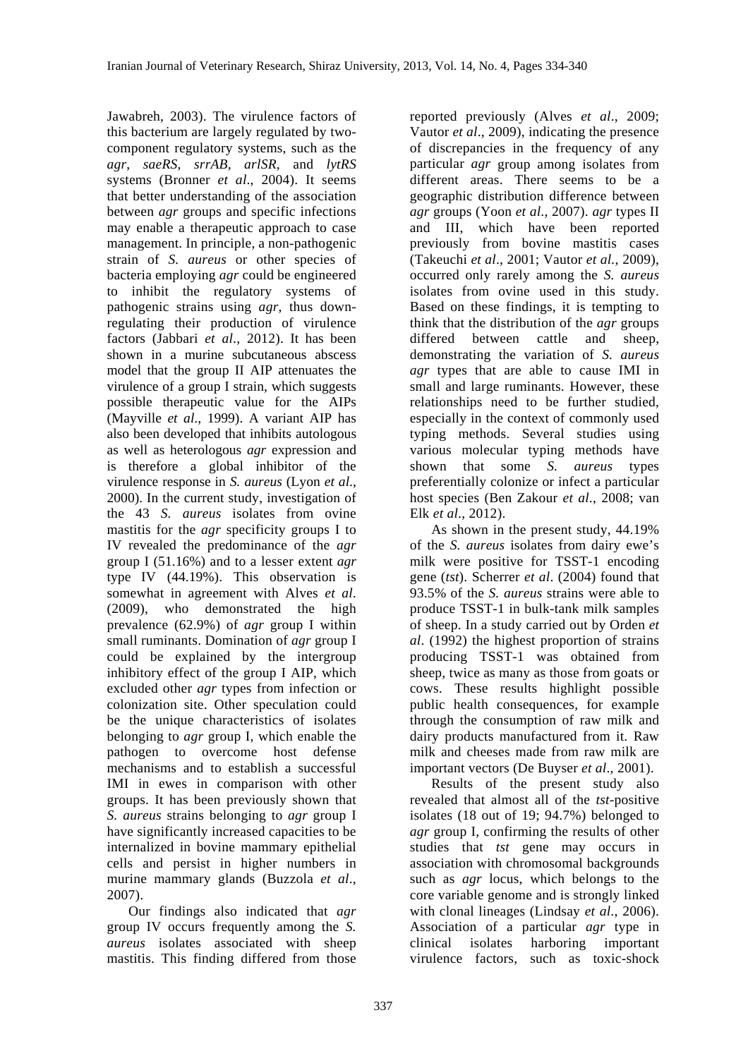Jawabreh, 2003). The virulence factors of this bacterium are largely regulated by two-component regulatory systems, such as the *agr*, *saeRS*, *srrAB*, *arlSR*, and *lytRS* systems (Bronner *et al*., 2004). It seems that better understanding of the association between *agr* groups and specific infections may enable a therapeutic approach to case management. In principle, a non-pathogenic strain of *S. aureus* or other species of bacteria employing *agr* could be engineered to inhibit the regulatory systems of pathogenic strains using *agr*, thus down-regulating their production of virulence factors (Jabbari *et al*., 2012). It has been shown in a murine subcutaneous abscess model that the group II AIP attenuates the virulence of a group I strain, which suggests possible therapeutic value for the AIPs (Mayville *et al*., 1999). A variant AIP has also been developed that inhibits autologous as well as heterologous *agr* expression and is therefore a global inhibitor of the virulence response in *S. aureus* (Lyon *et al*., 2000). In the current study, investigation of the 43 *S. aureus* isolates from ovine mastitis for the *agr* specificity groups I to IV revealed the predominance of the *agr* group I (51.16%) and to a lesser extent *agr* type IV (44.19%). This observation is somewhat in agreement with Alves *et al*. (2009), who demonstrated the high prevalence (62.9%) of *agr* group I within small ruminants. Domination of *agr* group I could be explained by the intergroup inhibitory effect of the group I AIP, which excluded other *agr* types from infection or colonization site. Other speculation could be the unique characteristics of isolates belonging to *agr* group I, which enable the pathogen to overcome host defense mechanisms and to establish a successful IMI in ewes in comparison with other groups. It has been previously shown that *S. aureus* strains belonging to *agr* group I have significantly increased capacities to be internalized in bovine mammary epithelial cells and persist in higher numbers in murine mammary glands (Buzzola *et al*., 2007).

Our findings also indicated that *agr* group IV occurs frequently among the *S. aureus* isolates associated with sheep mastitis. This finding differed from those reported previously (Alves *et al*., 2009; Vautor *et al*., 2009), indicating the presence of discrepancies in the frequency of any particular *agr* group among isolates from different areas. There seems to be a geographic distribution difference between *agr* groups (Yoon *et al*., 2007). *agr* types II and III, which have been reported previously from bovine mastitis cases (Takeuchi *et al*., 2001; Vautor *et al*., 2009), occurred only rarely among the *S. aureus* isolates from ovine used in this study. Based on these findings, it is tempting to think that the distribution of the *agr* groups differed between cattle and sheep, demonstrating the variation of *S. aureus agr* types that are able to cause IMI in small and large ruminants. However, these relationships need to be further studied, especially in the context of commonly used typing methods. Several studies using various molecular typing methods have shown that some *S. aureus* types preferentially colonize or infect a particular host species (Ben Zakour *et al*., 2008; van Elk *et al*., 2012).

As shown in the present study, 44.19% of the *S. aureus* isolates from dairy ewe's milk were positive for TSST-1 encoding gene (*tst*). Scherrer *et al*. (2004) found that 93.5% of the *S. aureus* strains were able to produce TSST-1 in bulk-tank milk samples of sheep. In a study carried out by Orden *et al*. (1992) the highest proportion of strains producing TSST-1 was obtained from sheep, twice as many as those from goats or cows. These results highlight possible public health consequences, for example through the consumption of raw milk and dairy products manufactured from it. Raw milk and cheeses made from raw milk are important vectors (De Buyser *et al*., 2001).

Results of the present study also revealed that almost all of the *tst*-positive isolates (18 out of 19; 94.7%) belonged to *agr* group I, confirming the results of other studies that *tst* gene may occurs in association with chromosomal backgrounds such as *agr* locus, which belongs to the core variable genome and is strongly linked with clonal lineages (Lindsay *et al*., 2006). Association of a particular *agr* type in clinical isolates harboring important virulence factors, such as toxic-shock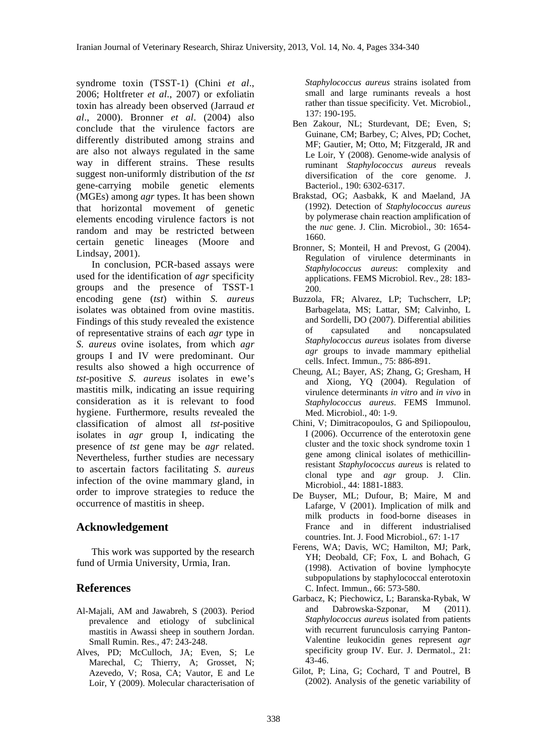syndrome toxin (TSST-1) (Chini *et al*., 2006; Holtfreter *et al*., 2007) or exfoliatin toxin has already been observed (Jarraud *et al*., 2000). Bronner *et al*. (2004) also conclude that the virulence factors are differently distributed among strains and are also not always regulated in the same way in different strains. These results suggest non-uniformly distribution of the *tst* gene-carrying mobile genetic elements (MGEs) among *agr* types. It has been shown that horizontal movement of genetic elements encoding virulence factors is not random and may be restricted between certain genetic lineages (Moore and Lindsay, 2001).

In conclusion, PCR-based assays were used for the identification of *agr* specificity groups and the presence of TSST-1 encoding gene (*tst*) within *S. aureus* isolates was obtained from ovine mastitis. Findings of this study revealed the existence of representative strains of each *agr* type in *S. aureus* ovine isolates, from which *agr* groups I and IV were predominant. Our results also showed a high occurrence of *tst*-positive *S. aureus* isolates in ewe's mastitis milk, indicating an issue requiring consideration as it is relevant to food hygiene. Furthermore, results revealed the classification of almost all *tst*-positive isolates in *agr* group I, indicating the presence of *tst* gene may be *agr* related. Nevertheless, further studies are necessary to ascertain factors facilitating *S. aureus* infection of the ovine mammary gland, in order to improve strategies to reduce the occurrence of mastitis in sheep.

## Acknowledgement

This work was supported by the research fund of Urmia University, Urmia, Iran.

## References

Al-Majali, AM and Jawabreh, S (2003). Period prevalence and etiology of subclinical mastitis in Awassi sheep in southern Jordan. Small Rumin. Res., 47: 243-248.

Alves, PD; McCulloch, JA; Even, S; Le Marechal, C; Thierry, A; Grosset, N; Azevedo, V; Rosa, CA; Vautor, E and Le Loir, Y (2009). Molecular characterisation of *Staphylococcus aureus* strains isolated from small and large ruminants reveals a host rather than tissue specificity. Vet. Microbiol., 137: 190-195.

Ben Zakour, NL; Sturdevant, DE; Even, S; Guinane, CM; Barbey, C; Alves, PD; Cochet, MF; Gautier, M; Otto, M; Fitzgerald, JR and Le Loir, Y (2008). Genome-wide analysis of ruminant *Staphylococcus aureus* reveals diversification of the core genome. J. Bacteriol., 190: 6302-6317.

Brakstad, OG; Aasbakk, K and Maeland, JA (1992). Detection of *Staphylococcus aureus* by polymerase chain reaction amplification of the *nuc* gene. J. Clin. Microbiol., 30: 1654-1660.

Bronner, S; Monteil, H and Prevost, G (2004). Regulation of virulence determinants in *Staphylococcus aureus*: complexity and applications. FEMS Microbiol. Rev., 28: 183-200.

Buzzola, FR; Alvarez, LP; Tuchscherr, LP; Barbagelata, MS; Lattar, SM; Calvinho, L and Sordelli, DO (2007). Differential abilities of capsulated and noncapsulated *Staphylococcus aureus* isolates from diverse *agr* groups to invade mammary epithelial cells. Infect. Immun., 75: 886-891.

Cheung, AL; Bayer, AS; Zhang, G; Gresham, H and Xiong, YQ (2004). Regulation of virulence determinants *in vitro* and *in vivo* in *Staphylococcus aureus*. FEMS Immunol. Med. Microbiol., 40: 1-9.

Chini, V; Dimitracopoulos, G and Spiliopoulou, I (2006). Occurrence of the enterotoxin gene cluster and the toxic shock syndrome toxin 1 gene among clinical isolates of methicillin-resistant *Staphylococcus aureus* is related to clonal type and *agr* group. J. Clin. Microbiol., 44: 1881-1883.

De Buyser, ML; Dufour, B; Maire, M and Lafarge, V (2001). Implication of milk and milk products in food-borne diseases in France and in different industrialised countries. Int. J. Food Microbiol., 67: 1-17

Ferens, WA; Davis, WC; Hamilton, MJ; Park, YH; Deobald, CF; Fox, L and Bohach, G (1998). Activation of bovine lymphocyte subpopulations by staphylococcal enterotoxin C. Infect. Immun., 66: 573-580.

Garbacz, K; Piechowicz, L; Baranska-Rybak, W and Dabrowska-Szponar, M (2011). *Staphylococcus aureus* isolated from patients with recurrent furunculosis carrying Panton-Valentine leukocidin genes represent *agr* specificity group IV. Eur. J. Dermatol., 21: 43-46.

Gilot, P; Lina, G; Cochard, T and Poutrel, B (2002). Analysis of the genetic variability of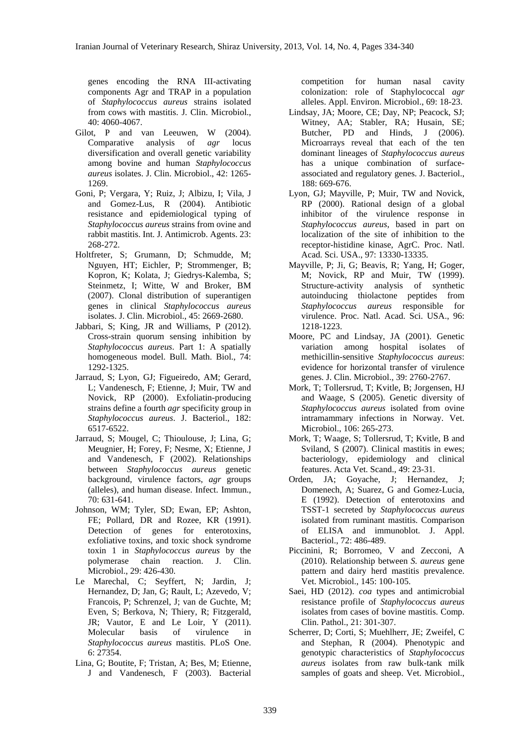genes encoding the RNA III-activating components Agr and TRAP in a population of *Staphylococcus aureus* strains isolated from cows with mastitis. J. Clin. Microbiol., 40: 4060-4067.

Gilot, P and van Leeuwen, W (2004). Comparative analysis of *agr* locus diversification and overall genetic variability among bovine and human *Staphylococcus aureus* isolates. J. Clin. Microbiol., 42: 1265-1269.

Goni, P; Vergara, Y; Ruiz, J; Albizu, I; Vila, J and Gomez-Lus, R (2004). Antibiotic resistance and epidemiological typing of *Staphylococcus aureus* strains from ovine and rabbit mastitis. Int. J. Antimicrob. Agents. 23: 268-272.

Holtfreter, S; Grumann, D; Schmudde, M; Nguyen, HT; Eichler, P; Strommenger, B; Kopron, K; Kolata, J; Giedrys-Kalemba, S; Steinmetz, I; Witte, W and Broker, BM (2007). Clonal distribution of superantigen genes in clinical *Staphylococcus aureus* isolates. J. Clin. Microbiol., 45: 2669-2680.

Jabbari, S; King, JR and Williams, P (2012). Cross-strain quorum sensing inhibition by *Staphylococcus aureus*. Part 1: A spatially homogeneous model. Bull. Math. Biol., 74: 1292-1325.

Jarraud, S; Lyon, GJ; Figueiredo, AM; Gerard, L; Vandenesch, F; Etienne, J; Muir, TW and Novick, RP (2000). Exfoliatin-producing strains define a fourth *agr* specificity group in *Staphylococcus aureus*. J. Bacteriol., 182: 6517-6522.

Jarraud, S; Mougel, C; Thioulouse, J; Lina, G; Meugnier, H; Forey, F; Nesme, X; Etienne, J and Vandenesch, F (2002). Relationships between *Staphylococcus aureus* genetic background, virulence factors, *agr* groups (alleles), and human disease. Infect. Immun., 70: 631-641.

Johnson, WM; Tyler, SD; Ewan, EP; Ashton, FE; Pollard, DR and Rozee, KR (1991). Detection of genes for enterotoxins, exfoliative toxins, and toxic shock syndrome toxin 1 in *Staphylococcus aureus* by the polymerase chain reaction. J. Clin. Microbiol., 29: 426-430.

Le Marechal, C; Seyffert, N; Jardin, J; Hernandez, D; Jan, G; Rault, L; Azevedo, V; Francois, P; Schrenzel, J; van de Guchte, M; Even, S; Berkova, N; Thiery, R; Fitzgerald, JR; Vautor, E and Le Loir, Y (2011). Molecular basis of virulence in *Staphylococcus aureus* mastitis. PLoS One. 6: 27354.

Lina, G; Boutite, F; Tristan, A; Bes, M; Etienne, J and Vandenesch, F (2003). Bacterial competition for human nasal cavity colonization: role of Staphylococcal *agr* alleles. Appl. Environ. Microbiol., 69: 18-23.

Lindsay, JA; Moore, CE; Day, NP; Peacock, SJ; Witney, AA; Stabler, RA; Husain, SE; Butcher, PD and Hinds, J (2006). Microarrays reveal that each of the ten dominant lineages of *Staphylococcus aureus* has a unique combination of surface-associated and regulatory genes. J. Bacteriol., 188: 669-676.

Lyon, GJ; Mayville, P; Muir, TW and Novick, RP (2000). Rational design of a global inhibitor of the virulence response in *Staphylococcus aureus*, based in part on localization of the site of inhibition to the receptor-histidine kinase, AgrC. Proc. Natl. Acad. Sci. USA., 97: 13330-13335.

Mayville, P; Ji, G; Beavis, R; Yang, H; Goger, M; Novick, RP and Muir, TW (1999). Structure-activity analysis of synthetic autoinducing thiolactone peptides from *Staphylococcus aureus* responsible for virulence. Proc. Natl. Acad. Sci. USA., 96: 1218-1223.

Moore, PC and Lindsay, JA (2001). Genetic variation among hospital isolates of methicillin-sensitive *Staphylococcus aureus*: evidence for horizontal transfer of virulence genes. J. Clin. Microbiol., 39: 2760-2767.

Mork, T; Tollersrud, T; Kvitle, B; Jorgensen, HJ and Waage, S (2005). Genetic diversity of *Staphylococcus aureus* isolated from ovine intramammary infections in Norway. Vet. Microbiol., 106: 265-273.

Mork, T; Waage, S; Tollersrud, T; Kvitle, B and Sviland, S (2007). Clinical mastitis in ewes; bacteriology, epidemiology and clinical features. Acta Vet. Scand., 49: 23-31.

Orden, JA; Goyache, J; Hernandez, J; Domenech, A; Suarez, G and Gomez-Lucia, E (1992). Detection of enterotoxins and TSST-1 secreted by *Staphylococcus aureus* isolated from ruminant mastitis. Comparison of ELISA and immunoblot. J. Appl. Bacteriol., 72: 486-489.

Piccinini, R; Borromeo, V and Zecconi, A (2010). Relationship between *S. aureus* gene pattern and dairy herd mastitis prevalence. Vet. Microbiol., 145: 100-105.

Saei, HD (2012). *coa* types and antimicrobial resistance profile of *Staphylococcus aureus* isolates from cases of bovine mastitis. Comp. Clin. Pathol., 21: 301-307.

Scherrer, D; Corti, S; Muehlherr, JE; Zweifel, C and Stephan, R (2004). Phenotypic and genotypic characteristics of *Staphylococcus aureus* isolates from raw bulk-tank milk samples of goats and sheep. Vet. Microbiol.,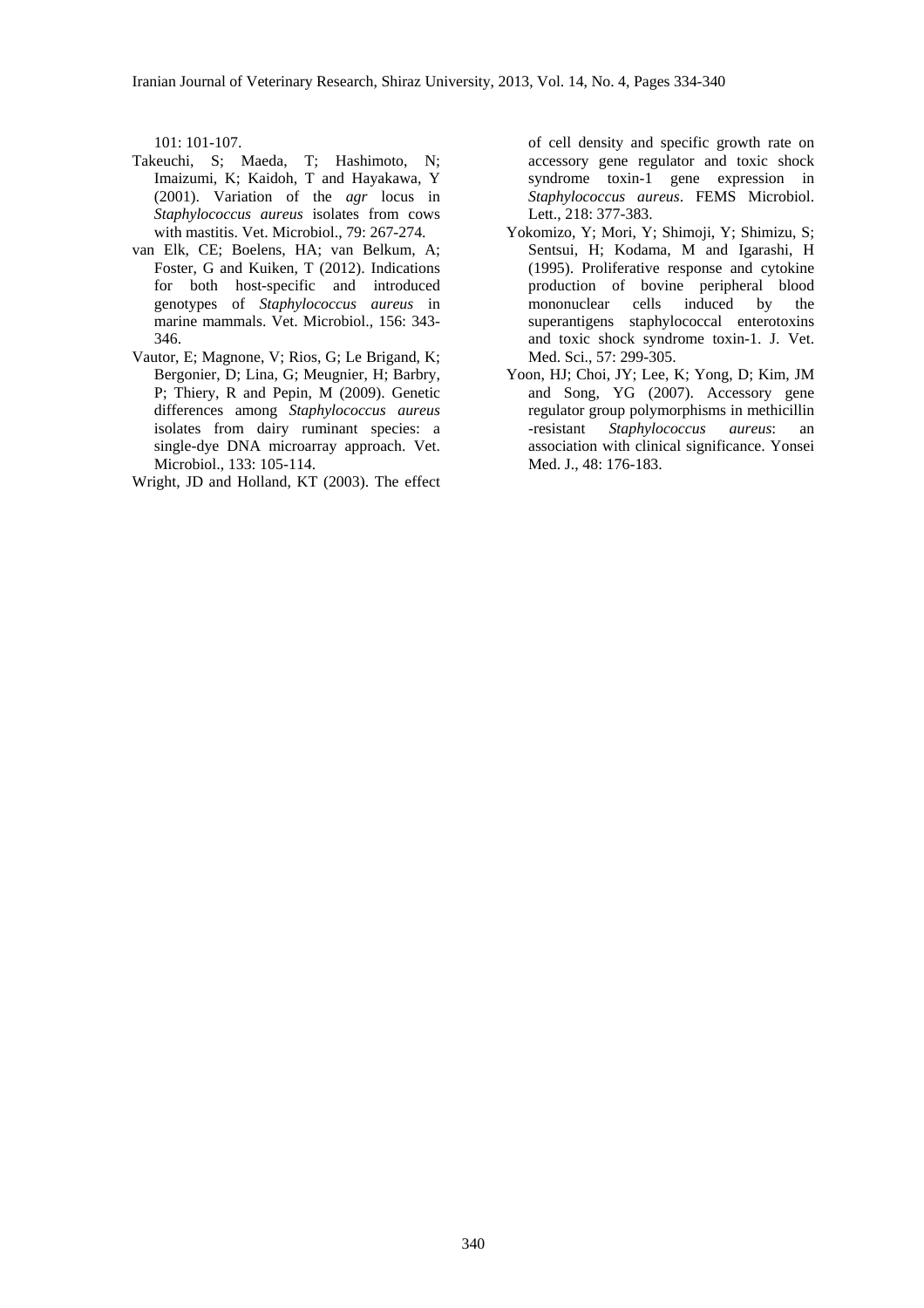101: 101-107.

Takeuchi, S; Maeda, T; Hashimoto, N; Imaizumi, K; Kaidoh, T and Hayakawa, Y (2001). Variation of the *agr* locus in *Staphylococcus aureus* isolates from cows with mastitis. Vet. Microbiol., 79: 267-274.

van Elk, CE; Boelens, HA; van Belkum, A; Foster, G and Kuiken, T (2012). Indications for both host-specific and introduced genotypes of *Staphylococcus aureus* in marine mammals. Vet. Microbiol., 156: 343-346.

Vautor, E; Magnone, V; Rios, G; Le Brigand, K; Bergonier, D; Lina, G; Meugnier, H; Barbry, P; Thiery, R and Pepin, M (2009). Genetic differences among *Staphylococcus aureus* isolates from dairy ruminant species: a single-dye DNA microarray approach. Vet. Microbiol., 133: 105-114.

Wright, JD and Holland, KT (2003). The effect of cell density and specific growth rate on accessory gene regulator and toxic shock syndrome toxin-1 gene expression in *Staphylococcus aureus*. FEMS Microbiol. Lett., 218: 377-383.

Yokomizo, Y; Mori, Y; Shimoji, Y; Shimizu, S; Sentsui, H; Kodama, M and Igarashi, H (1995). Proliferative response and cytokine production of bovine peripheral blood mononuclear cells induced by the superantigens staphylococcal enterotoxins and toxic shock syndrome toxin-1. J. Vet. Med. Sci., 57: 299-305.

Yoon, HJ; Choi, JY; Lee, K; Yong, D; Kim, JM and Song, YG (2007). Accessory gene regulator group polymorphisms in methicillin -resistant *Staphylococcus aureus*: an association with clinical significance. Yonsei Med. J., 48: 176-183.